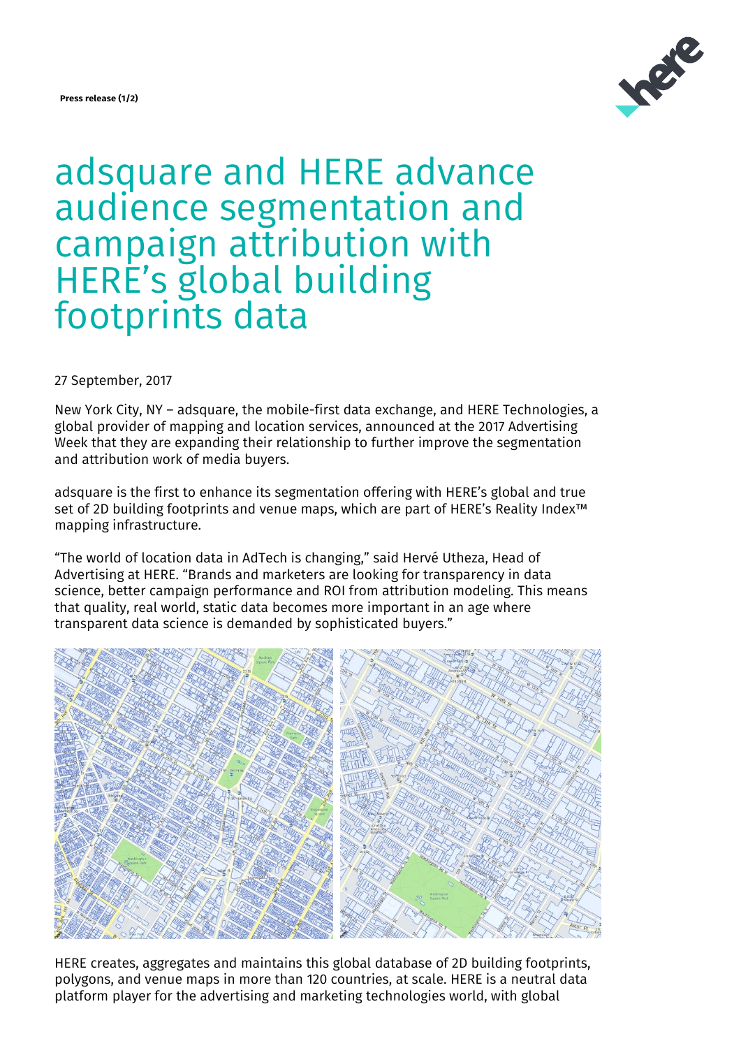Press release (1/2)

# adsquare and HERE advance audience segmentation and campaign attribution with HERE's global building footprints data

27 September, 2017

New York City, NY – adsquare, the mobile-first data exchange, and HERE Technologies, a global provider of mapping and location services, announced at the 2017 Advertising Week that they are expanding their relationship to further improve the segmentation and attribution work of media buyers.

adsquare is the first to enhance its segmentation offering with HERE's global and true set of 2D building footprints and venue maps, which are part of HERE's Reality Index™ mapping infrastructure.

"The world of location data in AdTech is changing," said Hervé Utheza, Head of Advertising at HERE. "Brands and marketers are looking for transparency in data science, better campaign performance and ROI from attribution modeling. This means that quality, real world, static data becomes more important in an age where transparent data science is demanded by sophisticated buyers."

HERE creates, aggregates and maintains this global database of 2D building footprints, polygons, and venue maps in more than 120 countries, at scale. HERE is a neutral data platform player for the advertising and marketing technologies world, with global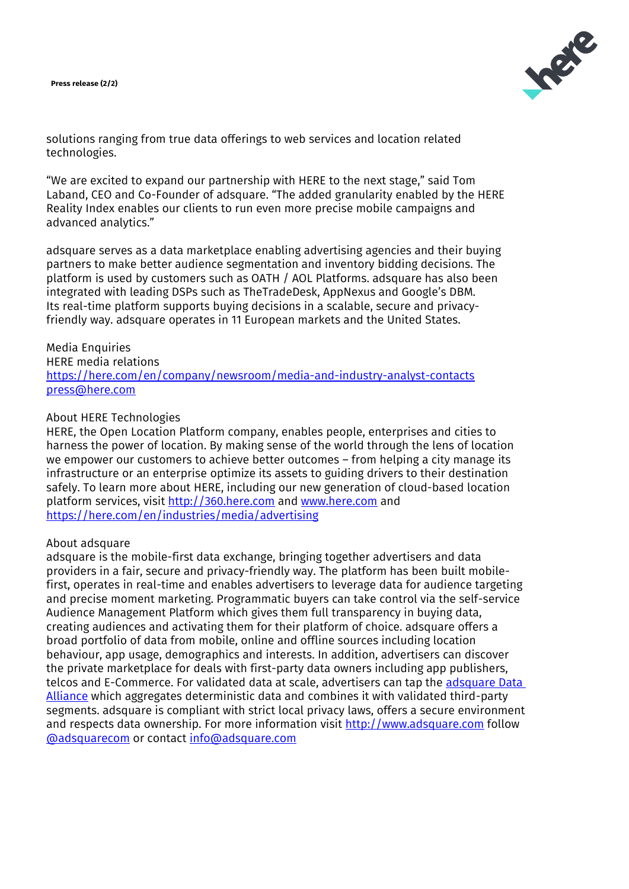solutions ranging from true data offerings to web services and location related technologies.

"We are excited to expand our partnership with HERE to the next stage," said Tom Laband, CEO and Co-Founder of adsquare. "The added granularity enabled by the HERE Reality Index enables our clients to run even more precise mobile campaigns and advanced analytics."

adsquare serves as a data marketplace enabling advertising agencies and their buying partners to make better audience segmentation and inventory bidding decisions. The platform is used by customers such as OATH / AOL Platforms. adsquare has also been integrated with leading DSPs such as TheTradeDesk, AppNexus and Google's DBM. Its real-time platform supports buying decisions in a scalable, secure and privacy-friendly way. adsquare operates in 11 European markets and the United States.

Media Enquiries
HERE media relations
[https://here.com/en/company/newsroom/media-and-industry-analyst-contacts](https://here.com/en/company/newsroom/media-and-industry-analyst-contacts)
[press@here.com](mailto:press@here.com)

About HERE Technologies
HERE, the Open Location Platform company, enables people, enterprises and cities to harness the power of location. By making sense of the world through the lens of location we empower our customers to achieve better outcomes – from helping a city manage its infrastructure or an enterprise optimize its assets to guiding drivers to their destination safely. To learn more about HERE, including our new generation of cloud-based location platform services, visit [http://360.here.com](http://360.here.com) and [www.here.com](http://www.here.com) and [https://here.com/en/industries/media/advertising](https://here.com/en/industries/media/advertising)

About adsquare
adsquare is the mobile-first data exchange, bringing together advertisers and data providers in a fair, secure and privacy-friendly way. The platform has been built mobile-first, operates in real-time and enables advertisers to leverage data for audience targeting and precise moment marketing. Programmatic buyers can take control via the self-service Audience Management Platform which gives them full transparency in buying data, creating audiences and activating them for their platform of choice. adsquare offers a broad portfolio of data from mobile, online and offline sources including location behaviour, app usage, demographics and interests. In addition, advertisers can discover the private marketplace for deals with first-party data owners including app publishers, telcos and E-Commerce. For validated data at scale, advertisers can tap the adsquare Data Alliance which aggregates deterministic data and combines it with validated third-party segments. adsquare is compliant with strict local privacy laws, offers a secure environment and respects data ownership. For more information visit [http://www.adsquare.com](http://www.adsquare.com) follow @adsquarecom or contact [info@adsquare.com](mailto:info@adsquare.com)